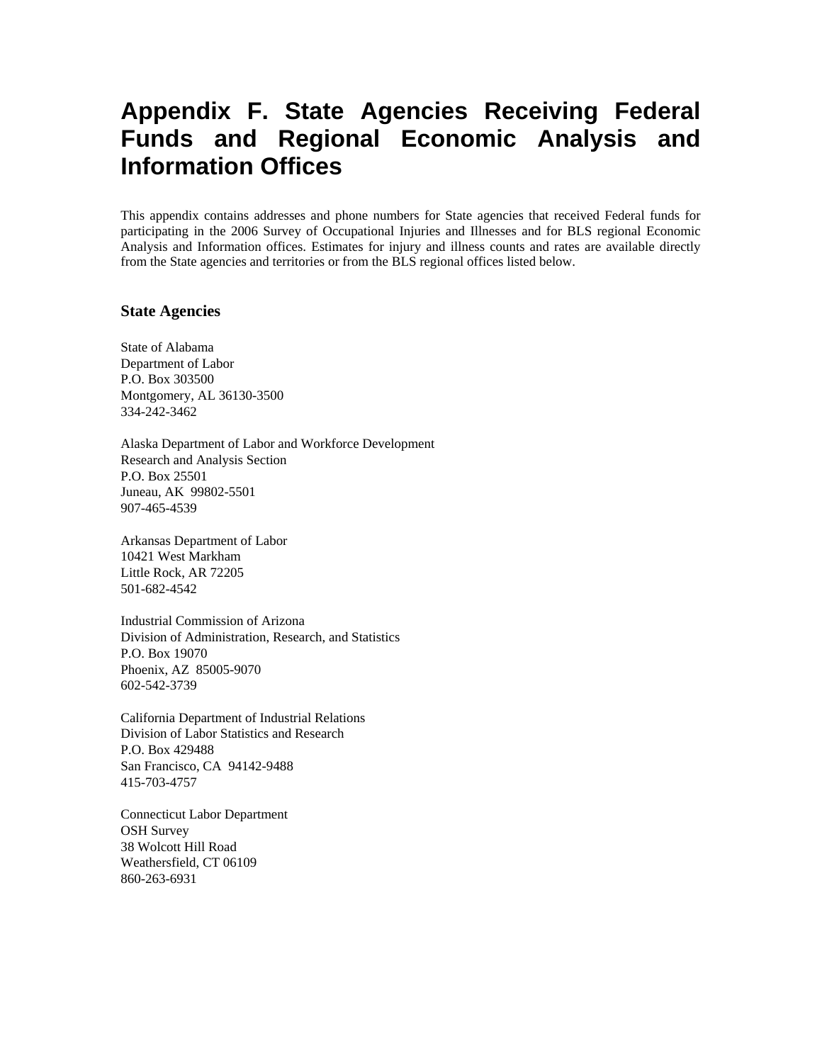# Appendix F. State Agencies Receiving Federal Funds and Regional Economic Analysis and Information Offices

This appendix contains addresses and phone numbers for State agencies that received Federal funds for participating in the 2006 Survey of Occupational Injuries and Illnesses and for BLS regional Economic Analysis and Information offices. Estimates for injury and illness counts and rates are available directly from the State agencies and territories or from the BLS regional offices listed below.

## State Agencies

State of Alabama  
Department of Labor  
P.O. Box 303500  
Montgomery, AL 36130-3500  
334-242-3462

Alaska Department of Labor and Workforce Development  
Research and Analysis Section  
P.O. Box 25501  
Juneau, AK 99802-5501  
907-465-4539

Arkansas Department of Labor  
10421 West Markham  
Little Rock, AR 72205  
501-682-4542

Industrial Commission of Arizona  
Division of Administration, Research, and Statistics  
P.O. Box 19070  
Phoenix, AZ 85005-9070  
602-542-3739

California Department of Industrial Relations  
Division of Labor Statistics and Research  
P.O. Box 429488  
San Francisco, CA 94142-9488  
415-703-4757

Connecticut Labor Department  
OSH Survey  
38 Wolcott Hill Road  
Weathersfield, CT 06109  
860-263-6931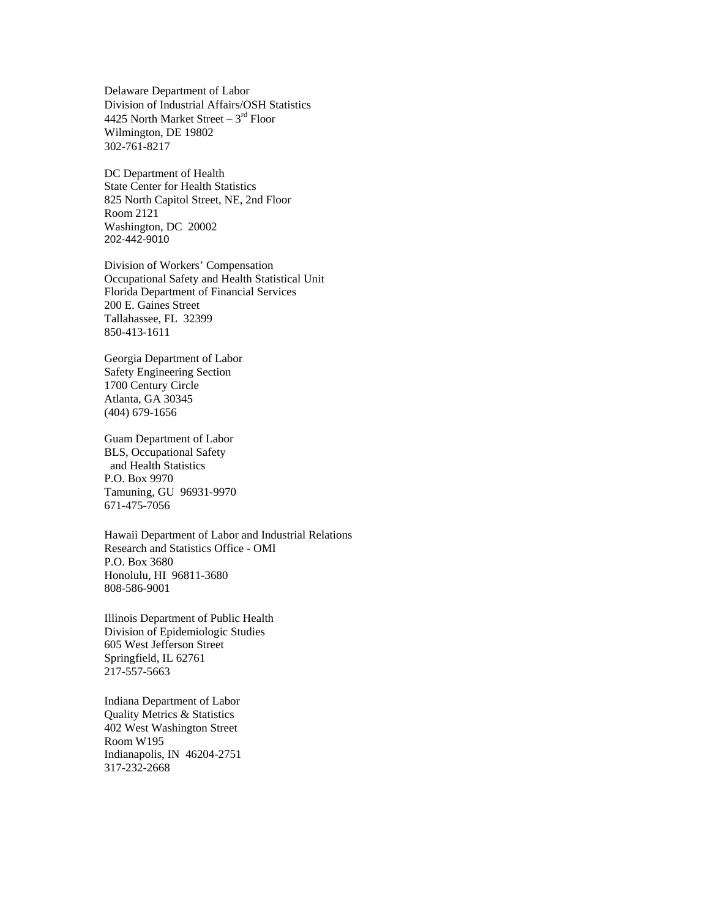Delaware Department of Labor
Division of Industrial Affairs/OSH Statistics
4425 North Market Street – 3rd Floor
Wilmington, DE 19802
302-761-8217

DC Department of Health
State Center for Health Statistics
825 North Capitol Street, NE, 2nd Floor
Room 2121
Washington, DC 20002
202-442-9010

Division of Workers' Compensation
Occupational Safety and Health Statistical Unit
Florida Department of Financial Services
200 E. Gaines Street
Tallahassee, FL 32399
850-413-1611

Georgia Department of Labor
Safety Engineering Section
1700 Century Circle
Atlanta, GA 30345
(404) 679-1656

Guam Department of Labor
BLS, Occupational Safety
and Health Statistics
P.O. Box 9970
Tamuning, GU 96931-9970
671-475-7056

Hawaii Department of Labor and Industrial Relations
Research and Statistics Office - OMI
P.O. Box 3680
Honolulu, HI 96811-3680
808-586-9001

Illinois Department of Public Health
Division of Epidemiologic Studies
605 West Jefferson Street
Springfield, IL 62761
217-557-5663

Indiana Department of Labor
Quality Metrics & Statistics
402 West Washington Street
Room W195
Indianapolis, IN 46204-2751
317-232-2668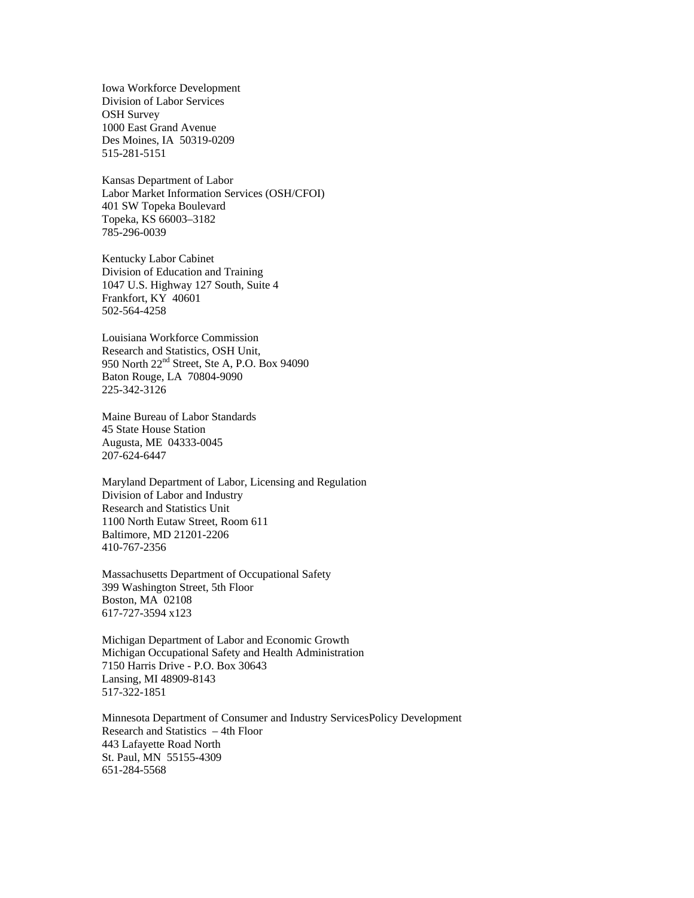Iowa Workforce Development  
Division of Labor Services  
OSH Survey  
1000 East Grand Avenue  
Des Moines, IA  50319-0209  
515-281-5151

Kansas Department of Labor  
Labor Market Information Services (OSH/CFOI)  
401 SW Topeka Boulevard  
Topeka, KS 66003–3182  
785-296-0039

Kentucky Labor Cabinet  
Division of Education and Training  
1047 U.S. Highway 127 South, Suite 4  
Frankfort, KY  40601  
502-564-4258

Louisiana Workforce Commission  
Research and Statistics, OSH Unit,  
950 North 22nd Street, Ste A, P.O. Box 94090  
Baton Rouge, LA  70804-9090  
225-342-3126

Maine Bureau of Labor Standards  
45 State House Station  
Augusta, ME  04333-0045  
207-624-6447

Maryland Department of Labor, Licensing and Regulation  
Division of Labor and Industry  
Research and Statistics Unit  
1100 North Eutaw Street, Room 611  
Baltimore, MD 21201-2206  
410-767-2356

Massachusetts Department of Occupational Safety  
399 Washington Street, 5th Floor  
Boston, MA  02108  
617-727-3594 x123

Michigan Department of Labor and Economic Growth  
Michigan Occupational Safety and Health Administration  
7150 Harris Drive - P.O. Box 30643  
Lansing, MI 48909-8143  
517-322-1851

Minnesota Department of Consumer and Industry ServicesPolicy Development  
Research and Statistics  – 4th Floor  
443 Lafayette Road North  
St. Paul, MN  55155-4309  
651-284-5568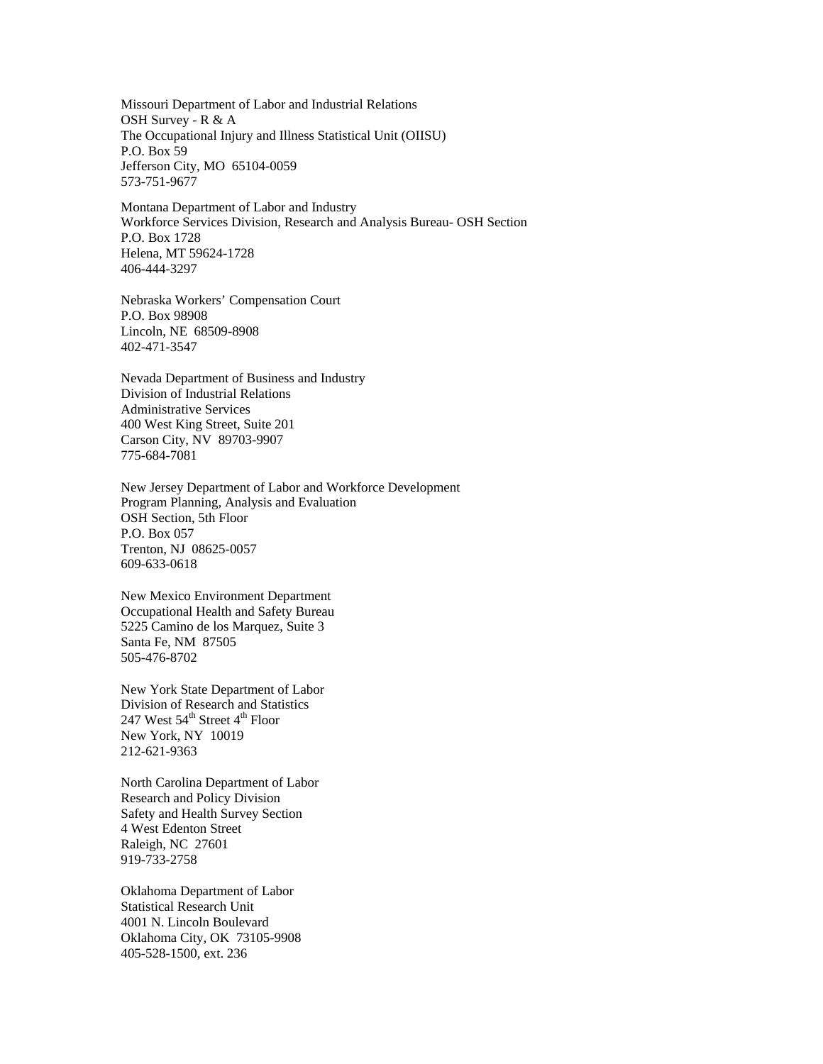Missouri Department of Labor and Industrial Relations
OSH Survey - R & A
The Occupational Injury and Illness Statistical Unit (OIISU)
P.O. Box 59
Jefferson City, MO  65104-0059
573-751-9677

Montana Department of Labor and Industry
Workforce Services Division, Research and Analysis Bureau- OSH Section
P.O. Box 1728
Helena, MT 59624-1728
406-444-3297

Nebraska Workers' Compensation Court
P.O. Box 98908
Lincoln, NE  68509-8908
402-471-3547

Nevada Department of Business and Industry
Division of Industrial Relations
Administrative Services
400 West King Street, Suite 201
Carson City, NV  89703-9907
775-684-7081

New Jersey Department of Labor and Workforce Development
Program Planning, Analysis and Evaluation
OSH Section, 5th Floor
P.O. Box 057
Trenton, NJ  08625-0057
609-633-0618

New Mexico Environment Department
Occupational Health and Safety Bureau
5225 Camino de los Marquez, Suite 3
Santa Fe, NM  87505
505-476-8702

New York State Department of Labor
Division of Research and Statistics
247 West 54th Street 4th Floor
New York, NY  10019
212-621-9363

North Carolina Department of Labor
Research and Policy Division
Safety and Health Survey Section
4 West Edenton Street
Raleigh, NC  27601
919-733-2758

Oklahoma Department of Labor
Statistical Research Unit
4001 N. Lincoln Boulevard
Oklahoma City, OK  73105-9908
405-528-1500, ext. 236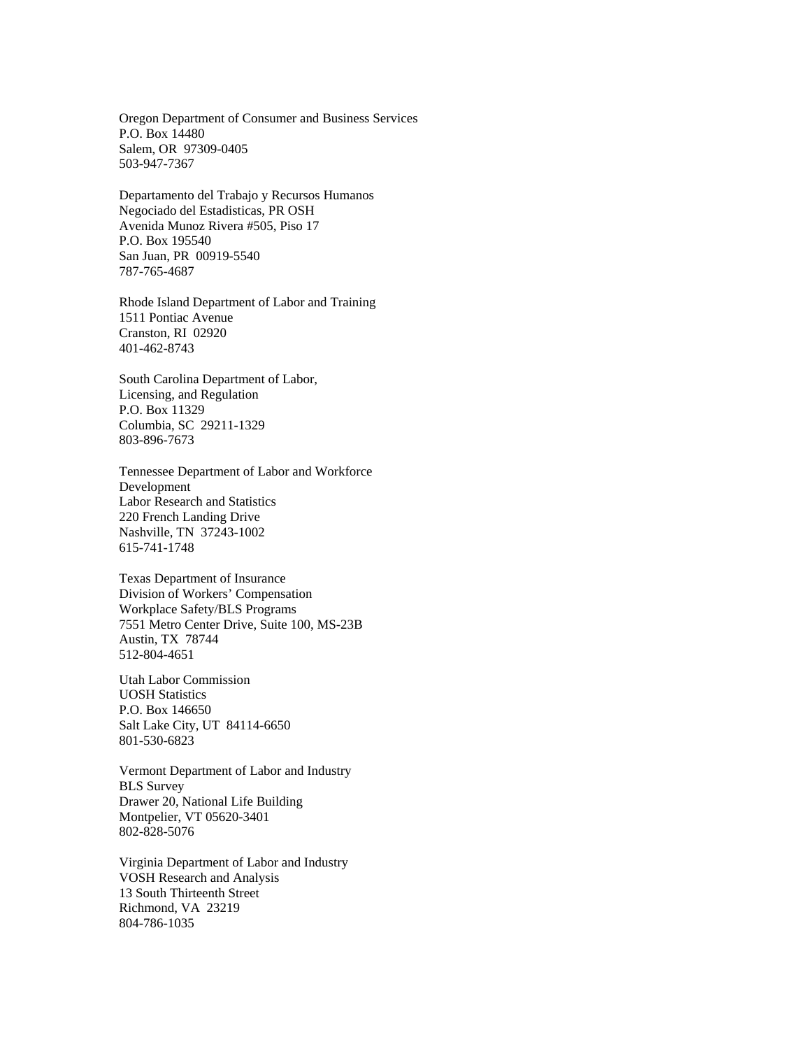Oregon Department of Consumer and Business Services
P.O. Box 14480
Salem, OR  97309-0405
503-947-7367

Departamento del Trabajo y Recursos Humanos
Negociado del Estadisticas, PR OSH
Avenida Munoz Rivera #505, Piso 17
P.O. Box 195540
San Juan, PR  00919-5540
787-765-4687

Rhode Island Department of Labor and Training
1511 Pontiac Avenue
Cranston, RI  02920
401-462-8743

South Carolina Department of Labor,
Licensing, and Regulation
P.O. Box 11329
Columbia, SC  29211-1329
803-896-7673

Tennessee Department of Labor and Workforce
Development
Labor Research and Statistics
220 French Landing Drive
Nashville, TN  37243-1002
615-741-1748

Texas Department of Insurance
Division of Workers' Compensation
Workplace Safety/BLS Programs
7551 Metro Center Drive, Suite 100, MS-23B
Austin, TX  78744
512-804-4651

Utah Labor Commission
UOSH Statistics
P.O. Box 146650
Salt Lake City, UT  84114-6650
801-530-6823

Vermont Department of Labor and Industry
BLS Survey
Drawer 20, National Life Building
Montpelier, VT 05620-3401
802-828-5076

Virginia Department of Labor and Industry
VOSH Research and Analysis
13 South Thirteenth Street
Richmond, VA  23219
804-786-1035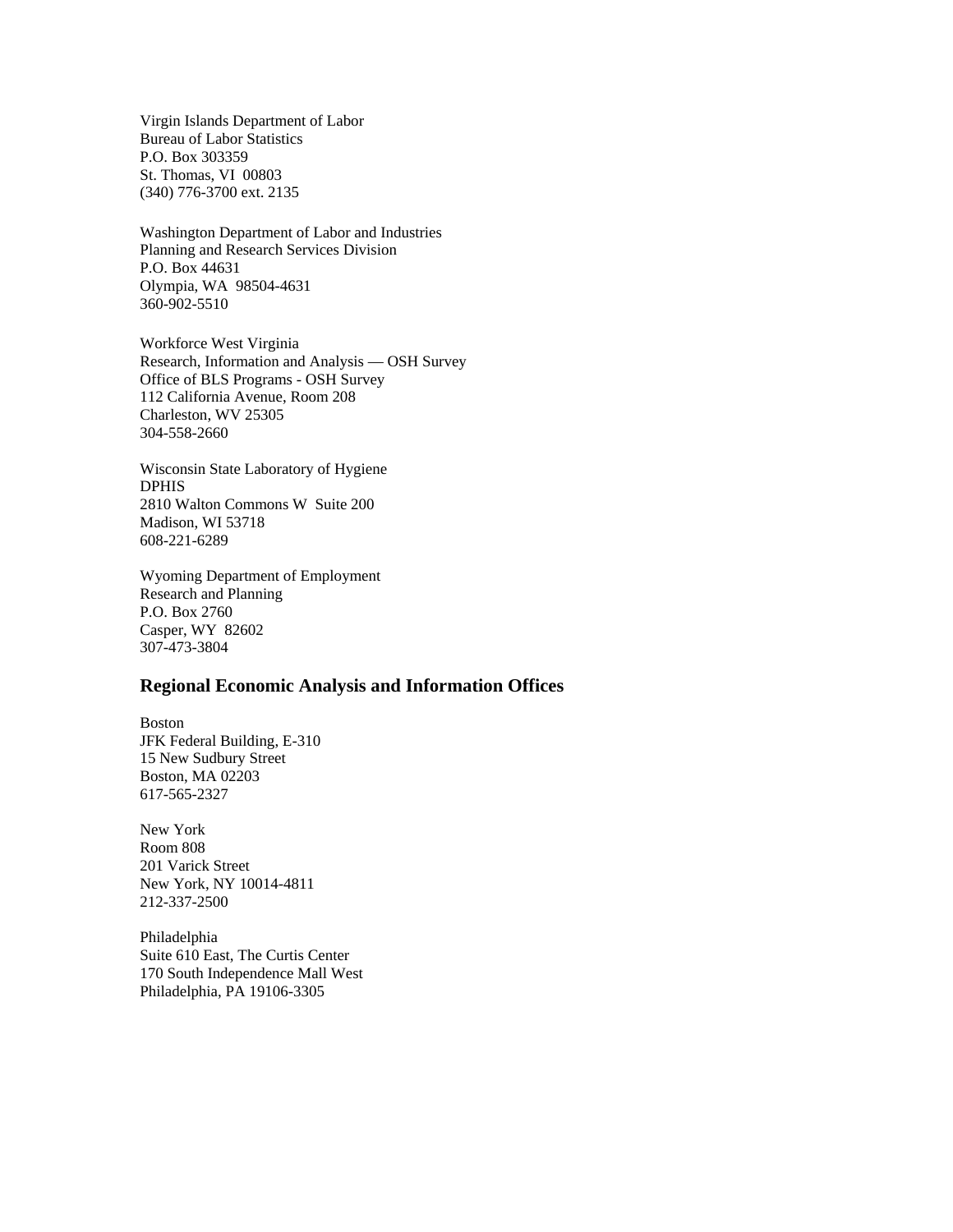Virgin Islands Department of Labor
Bureau of Labor Statistics
P.O. Box 303359
St. Thomas, VI  00803
(340) 776-3700 ext. 2135

Washington Department of Labor and Industries
Planning and Research Services Division
P.O. Box 44631
Olympia, WA  98504-4631
360-902-5510

Workforce West Virginia
Research, Information and Analysis — OSH Survey
Office of BLS Programs - OSH Survey
112 California Avenue, Room 208
Charleston, WV 25305
304-558-2660

Wisconsin State Laboratory of Hygiene
DPHIS
2810 Walton Commons W  Suite 200
Madison, WI 53718
608-221-6289

Wyoming Department of Employment
Research and Planning
P.O. Box 2760
Casper, WY  82602
307-473-3804

## Regional Economic Analysis and Information Offices

Boston
JFK Federal Building, E-310
15 New Sudbury Street
Boston, MA 02203
617-565-2327

New York
Room 808
201 Varick Street
New York, NY 10014-4811
212-337-2500

Philadelphia
Suite 610 East, The Curtis Center
170 South Independence Mall West
Philadelphia, PA 19106-3305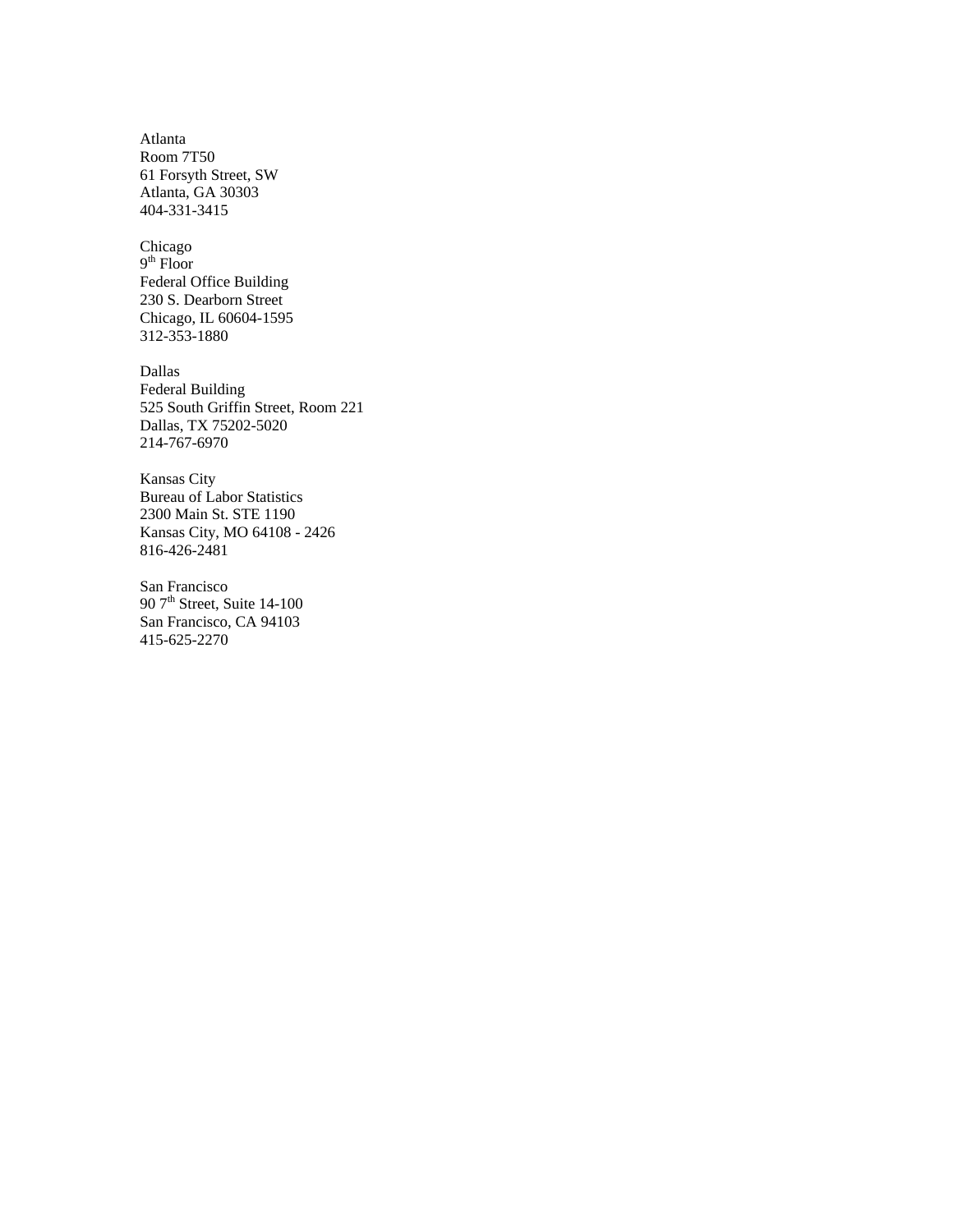Atlanta
Room 7T50
61 Forsyth Street, SW
Atlanta, GA 30303
404-331-3415

Chicago
9th Floor
Federal Office Building
230 S. Dearborn Street
Chicago, IL 60604-1595
312-353-1880

Dallas
Federal Building
525 South Griffin Street, Room 221
Dallas, TX 75202-5020
214-767-6970

Kansas City
Bureau of Labor Statistics
2300 Main St. STE 1190
Kansas City, MO 64108 - 2426
816-426-2481

San Francisco
90 7th Street, Suite 14-100
San Francisco, CA 94103
415-625-2270